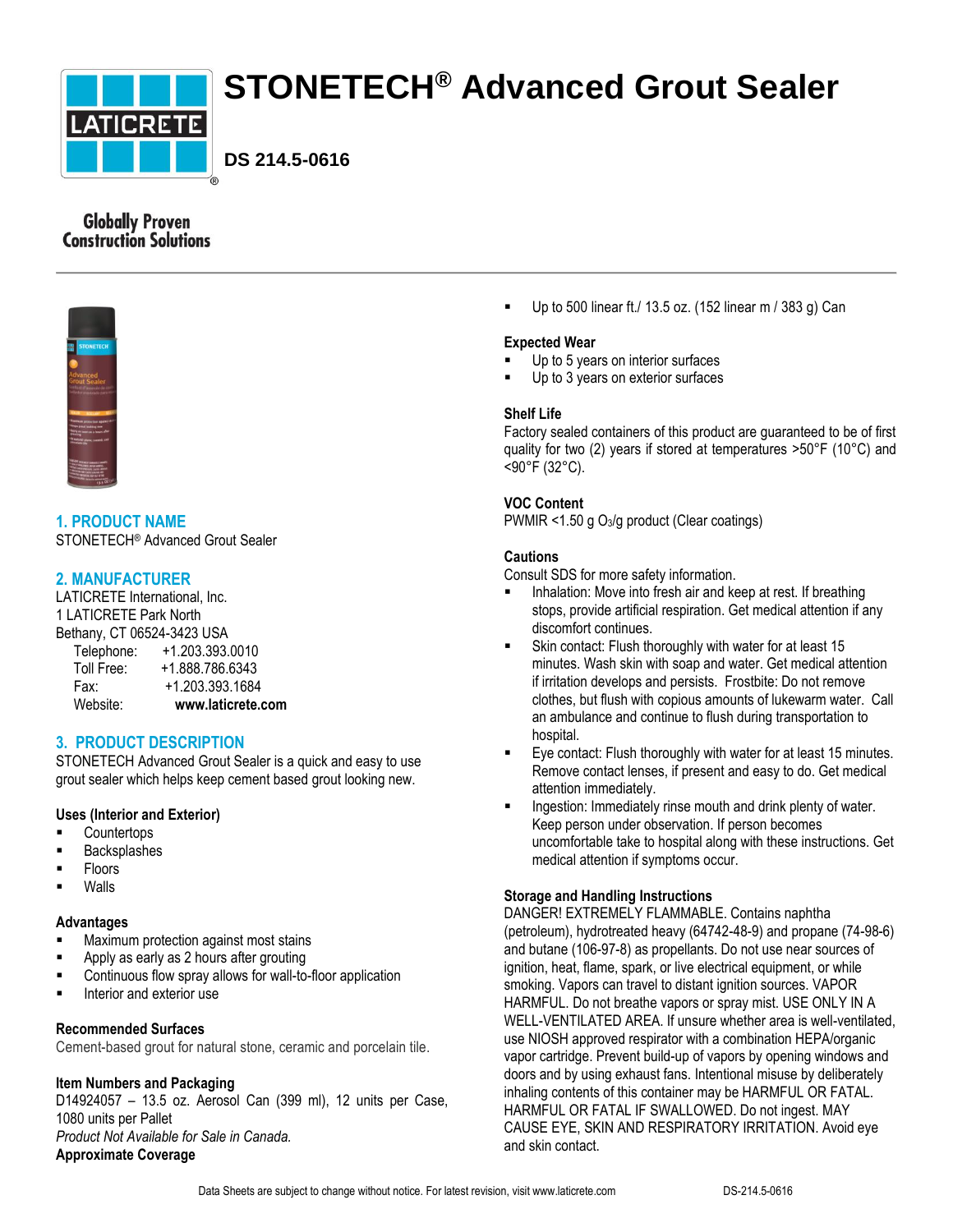# STONETECH® Advanced Grout Sealer

**DS 214.5-0616**

Globally Proven Construction Solutions

## 1. PRODUCT NAME

STONETECH® Advanced Grout Sealer

## 2. MANUFACTURER

LATICRETE International, Inc.
1 LATICRETE Park North
Bethany, CT 06524-3423 USA

| | |
|---|---|
| Telephone: | +1.203.393.0010 |
| Toll Free: | +1.888.786.6343 |
| Fax: | +1.203.393.1684 |
| Website: | **www.laticrete.com** |

## 3. PRODUCT DESCRIPTION

STONETECH Advanced Grout Sealer is a quick and easy to use grout sealer which helps keep cement based grout looking new.

### Uses (Interior and Exterior)

- Countertops
- Backsplashes
- Floors
- Walls

### Advantages

- Maximum protection against most stains
- Apply as early as 2 hours after grouting
- Continuous flow spray allows for wall-to-floor application
- Interior and exterior use

### Recommended Surfaces

Cement-based grout for natural stone, ceramic and porcelain tile.

### Item Numbers and Packaging

D14924057 – 13.5 oz. Aerosol Can (399 ml), 12 units per Case, 1080 units per Pallet

*Product Not Available for Sale in Canada.*

### Approximate Coverage

- Up to 500 linear ft./ 13.5 oz. (152 linear m / 383 g) Can

### Expected Wear

- Up to 5 years on interior surfaces
- Up to 3 years on exterior surfaces

### Shelf Life

Factory sealed containers of this product are guaranteed to be of first quality for two (2) years if stored at temperatures >50°F (10°C) and <90°F (32°C).

### VOC Content

PWMIR <1.50 g $O_3$/g product (Clear coatings)

### Cautions

Consult SDS for more safety information.

- Inhalation: Move into fresh air and keep at rest. If breathing stops, provide artificial respiration. Get medical attention if any discomfort continues.
- Skin contact: Flush thoroughly with water for at least 15 minutes. Wash skin with soap and water. Get medical attention if irritation develops and persists. Frostbite: Do not remove clothes, but flush with copious amounts of lukewarm water. Call an ambulance and continue to flush during transportation to hospital.
- Eye contact: Flush thoroughly with water for at least 15 minutes. Remove contact lenses, if present and easy to do. Get medical attention immediately.
- Ingestion: Immediately rinse mouth and drink plenty of water. Keep person under observation. If person becomes uncomfortable take to hospital along with these instructions. Get medical attention if symptoms occur.

### Storage and Handling Instructions

DANGER! EXTREMELY FLAMMABLE. Contains naphtha (petroleum), hydrotreated heavy (64742-48-9) and propane (74-98-6) and butane (106-97-8) as propellants. Do not use near sources of ignition, heat, flame, spark, or live electrical equipment, or while smoking. Vapors can travel to distant ignition sources. VAPOR HARMFUL. Do not breathe vapors or spray mist. USE ONLY IN A WELL-VENTILATED AREA. If unsure whether area is well-ventilated, use NIOSH approved respirator with a combination HEPA/organic vapor cartridge. Prevent build-up of vapors by opening windows and doors and by using exhaust fans. Intentional misuse by deliberately inhaling contents of this container may be HARMFUL OR FATAL. HARMFUL OR FATAL IF SWALLOWED. Do not ingest. MAY CAUSE EYE, SKIN AND RESPIRATORY IRRITATION. Avoid eye and skin contact.

Data Sheets are subject to change without notice. For latest revision, visit www.laticrete.com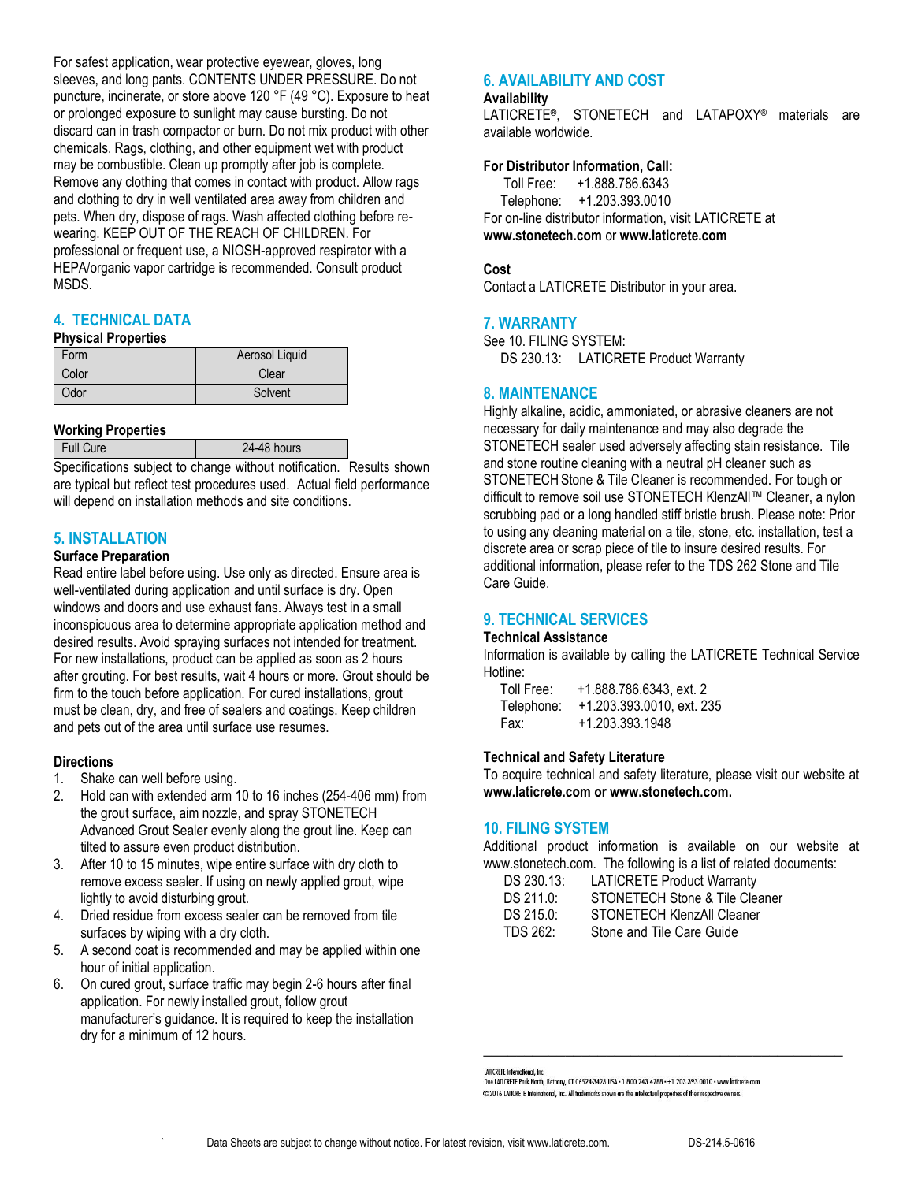For safest application, wear protective eyewear, gloves, long sleeves, and long pants. CONTENTS UNDER PRESSURE. Do not puncture, incinerate, or store above 120 °F (49 °C). Exposure to heat or prolonged exposure to sunlight may cause bursting. Do not discard can in trash compactor or burn. Do not mix product with other chemicals. Rags, clothing, and other equipment wet with product may be combustible. Clean up promptly after job is complete. Remove any clothing that comes in contact with product. Allow rags and clothing to dry in well ventilated area away from children and pets. When dry, dispose of rags. Wash affected clothing before re-wearing. KEEP OUT OF THE REACH OF CHILDREN. For professional or frequent use, a NIOSH-approved respirator with a HEPA/organic vapor cartridge is recommended. Consult product MSDS.

## 4. TECHNICAL DATA

**Physical Properties**

| | |
|---|---|
| Form | Aerosol Liquid |
| Color | Clear |
| Odor | Solvent |

**Working Properties**

| | |
|---|---|
| Full Cure | 24-48 hours |

Specifications subject to change without notification. Results shown are typical but reflect test procedures used. Actual field performance will depend on installation methods and site conditions.

## 5. INSTALLATION

**Surface Preparation**

Read entire label before using. Use only as directed. Ensure area is well-ventilated during application and until surface is dry. Open windows and doors and use exhaust fans. Always test in a small inconspicuous area to determine appropriate application method and desired results. Avoid spraying surfaces not intended for treatment. For new installations, product can be applied as soon as 2 hours after grouting. For best results, wait 4 hours or more. Grout should be firm to the touch before application. For cured installations, grout must be clean, dry, and free of sealers and coatings. Keep children and pets out of the area until surface use resumes.

**Directions**

1. Shake can well before using.
2. Hold can with extended arm 10 to 16 inches (254-406 mm) from the grout surface, aim nozzle, and spray STONETECH Advanced Grout Sealer evenly along the grout line. Keep can tilted to assure even product distribution.
3. After 10 to 15 minutes, wipe entire surface with dry cloth to remove excess sealer. If using on newly applied grout, wipe lightly to avoid disturbing grout.
4. Dried residue from excess sealer can be removed from tile surfaces by wiping with a dry cloth.
5. A second coat is recommended and may be applied within one hour of initial application.
6. On cured grout, surface traffic may begin 2-6 hours after final application. For newly installed grout, follow grout manufacturer's guidance. It is required to keep the installation dry for a minimum of 12 hours.

## 6. AVAILABILITY AND COST

**Availability**

LATICRETE®, STONETECH and LATAPOXY® materials are available worldwide.

**For Distributor Information, Call:**

Toll Free: +1.888.786.6343
Telephone: +1.203.393.0010

For on-line distributor information, visit LATICRETE at **www.stonetech.com** or **www.laticrete.com**

**Cost**

Contact a LATICRETE Distributor in your area.

## 7. WARRANTY

See 10. FILING SYSTEM:
DS 230.13: LATICRETE Product Warranty

## 8. MAINTENANCE

Highly alkaline, acidic, ammoniated, or abrasive cleaners are not necessary for daily maintenance and may also degrade the STONETECH sealer used adversely affecting stain resistance. Tile and stone routine cleaning with a neutral pH cleaner such as STONETECH Stone & Tile Cleaner is recommended. For tough or difficult to remove soil use STONETECH KlenzAll™ Cleaner, a nylon scrubbing pad or a long handled stiff bristle brush. Please note: Prior to using any cleaning material on a tile, stone, etc. installation, test a discrete area or scrap piece of tile to insure desired results. For additional information, please refer to the TDS 262 Stone and Tile Care Guide.

## 9. TECHNICAL SERVICES

**Technical Assistance**

Information is available by calling the LATICRETE Technical Service Hotline:

Toll Free: +1.888.786.6343, ext. 2
Telephone: +1.203.393.0010, ext. 235
Fax: +1.203.393.1948

**Technical and Safety Literature**

To acquire technical and safety literature, please visit our website at **www.laticrete.com or www.stonetech.com.**

## 10. FILING SYSTEM

Additional product information is available on our website at www.stonetech.com. The following is a list of related documents:

DS 230.13: LATICRETE Product Warranty
DS 211.0: STONETECH Stone & Tile Cleaner
DS 215.0: STONETECH KlenzAll Cleaner
TDS 262: Stone and Tile Care Guide

LATICRETE International, Inc.
One LATICRETE Park North, Bethany, CT 06524-3423 USA • 1.800.243.4788 • +1.203.393.0010 • www.laticrete.com
©2016 LATICRETE International, Inc. All trademarks shown are the intellectual properties of their respective owners.

Data Sheets are subject to change without notice. For latest revision, visit www.laticrete.com. DS-214.5-0616